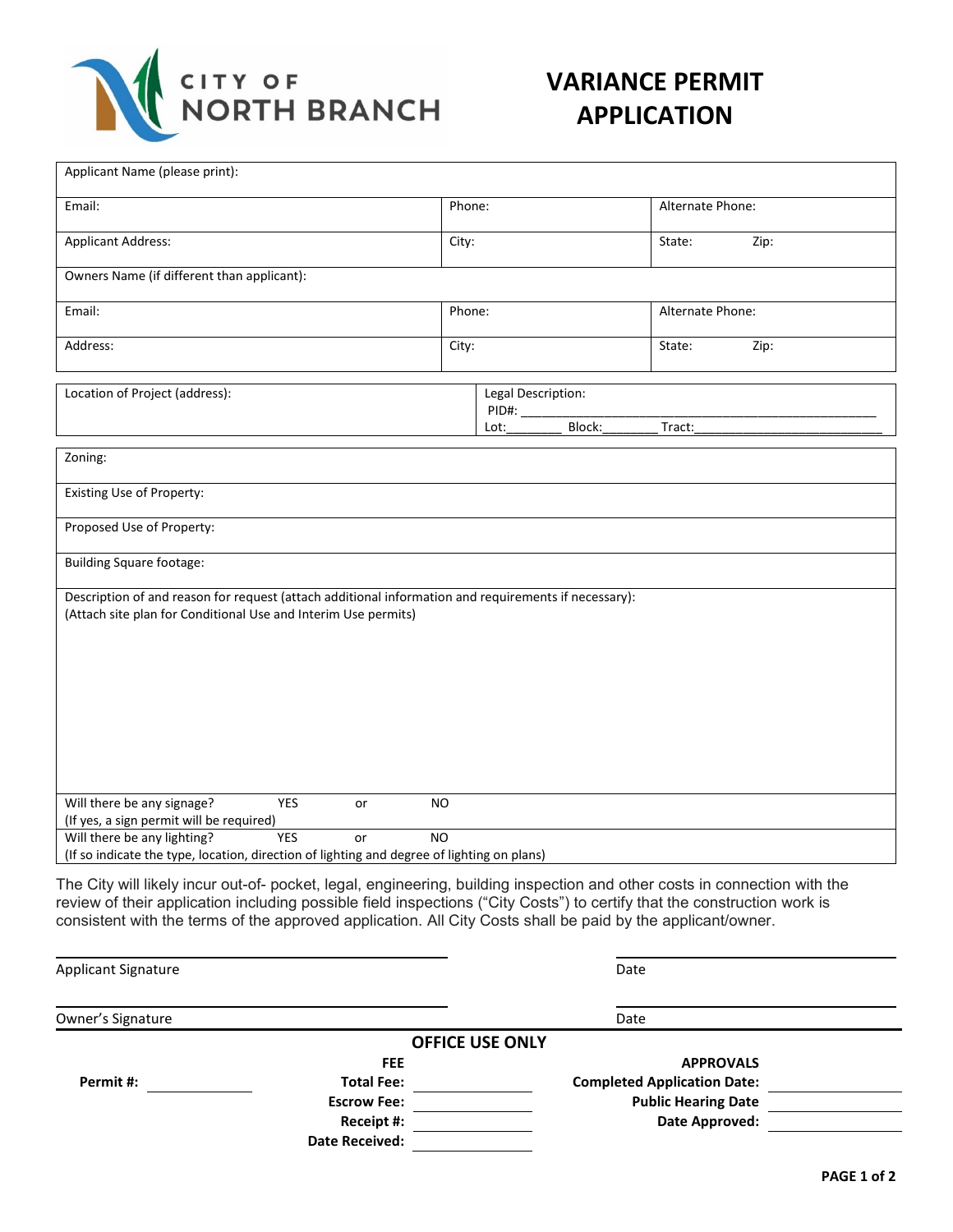CITY OF NORTH BRANCH

# VARIANCE PERMIT APPLICATION

| Applicant Name (please print): | | |
|---|---|---|
| Email: | Phone: | Alternate Phone: |
| Applicant Address: | City: | State: Zip: |
| Owners Name (if different than applicant): | | |
| Email: | Phone: | Alternate Phone: |
| Address: | City: | State: Zip: |

| Location of Project (address): | Legal Description: PID#: ________ Lot:________ Block:________ Tract:________ |
|---|---|

| Zoning: |
|---|
| Existing Use of Property: |
| Proposed Use of Property: |
| Building Square footage: |
| Description of and reason for request (attach additional information and requirements if necessary): (Attach site plan for Conditional Use and Interim Use permits) |
| Will there be any signage? YES or NO (If yes, a sign permit will be required) |
| Will there be any lighting? YES or NO (If so indicate the type, location, direction of lighting and degree of lighting on plans) |

The City will likely incur out-of- pocket, legal, engineering, building inspection and other costs in connection with the review of their application including possible field inspections ("City Costs") to certify that the construction work is consistent with the terms of the approved application. All City Costs shall be paid by the applicant/owner.

Applicant Signature ____________________ Date ____________________

Owner's Signature ____________________ Date ____________________

**OFFICE USE ONLY**

| | **FEE** | **APPROVALS** |
|---|---|---|
| **Permit #:** ________ | **Total Fee:** ________ | **Completed Application Date:** ________ |
| | **Escrow Fee:** ________ | **Public Hearing Date** ________ |
| | **Receipt #:** ________ | **Date Approved:** ________ |
| | **Date Received:** ________ | |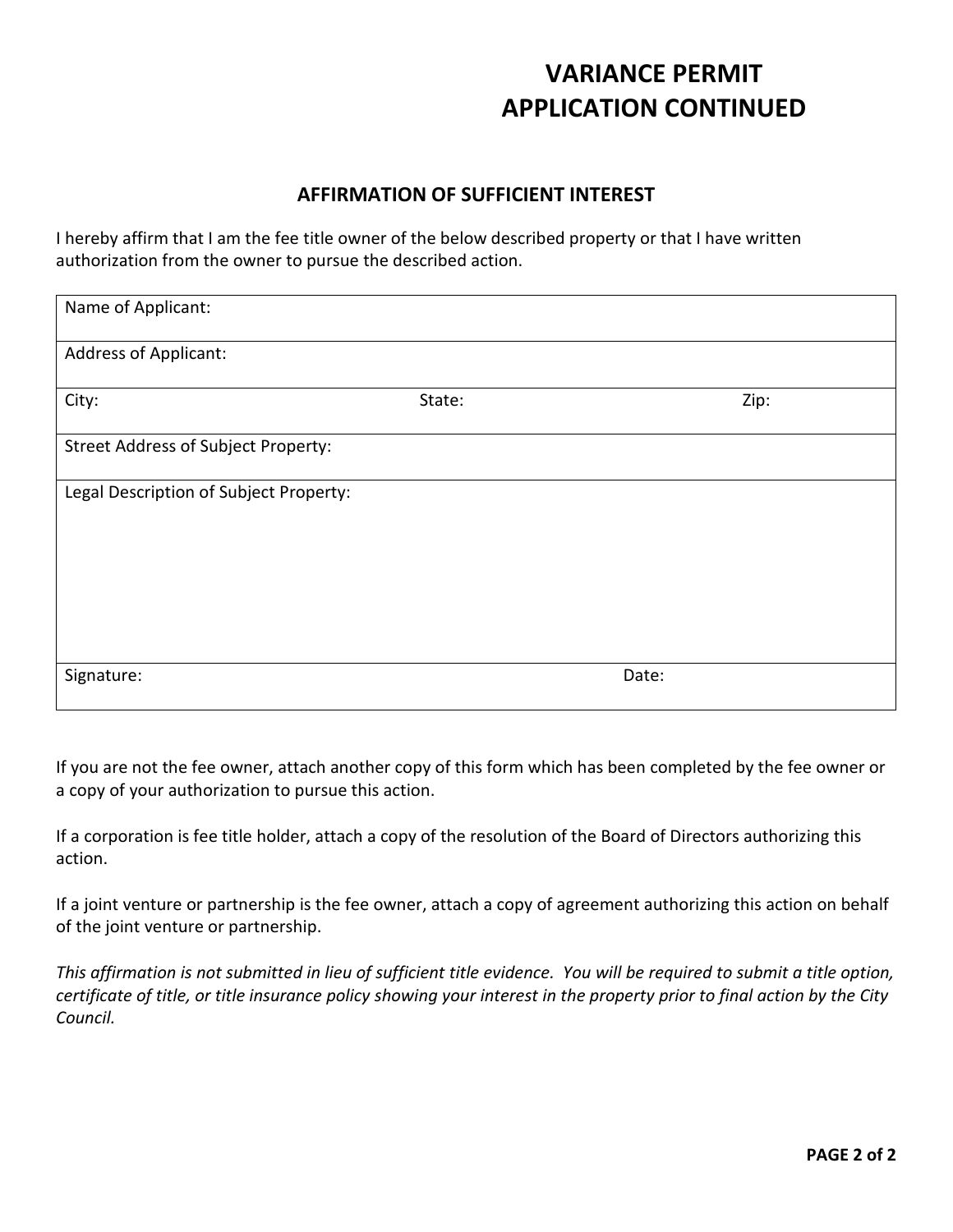# VARIANCE PERMIT APPLICATION CONTINUED

## AFFIRMATION OF SUFFICIENT INTEREST

I hereby affirm that I am the fee title owner of the below described property or that I have written authorization from the owner to pursue the described action.

| | | |
|---|---|---|
| Name of Applicant: | | |
| Address of Applicant: | | |
| City: | State: | Zip: |
| Street Address of Subject Property: | | |
| Legal Description of Subject Property: | | |
| Signature: | | Date: |

If you are not the fee owner, attach another copy of this form which has been completed by the fee owner or a copy of your authorization to pursue this action.

If a corporation is fee title holder, attach a copy of the resolution of the Board of Directors authorizing this action.

If a joint venture or partnership is the fee owner, attach a copy of agreement authorizing this action on behalf of the joint venture or partnership.

*This affirmation is not submitted in lieu of sufficient title evidence. You will be required to submit a title option, certificate of title, or title insurance policy showing your interest in the property prior to final action by the City Council.*